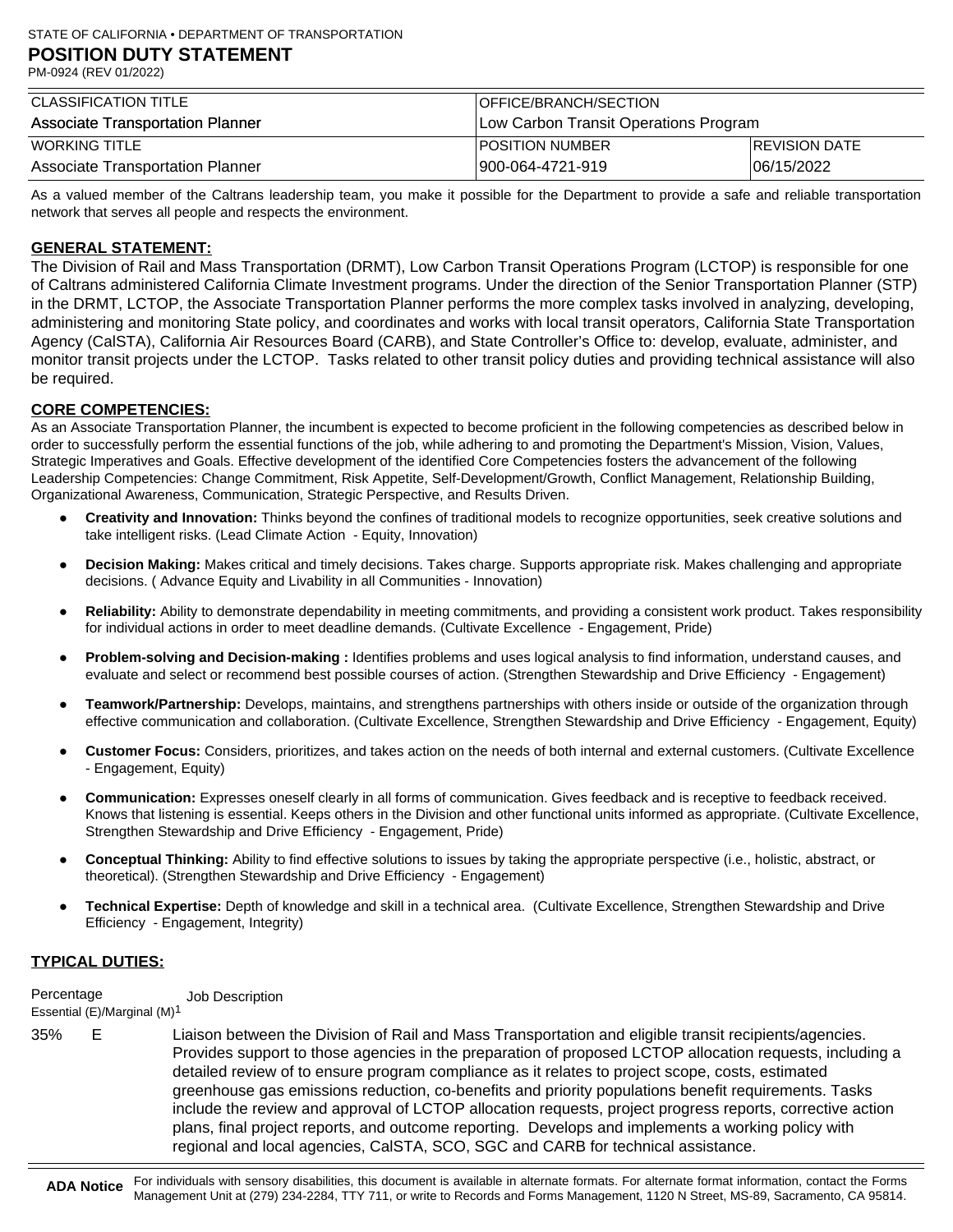STATE OF CALIFORNIA • DEPARTMENT OF TRANSPORTATION

# POSITION DUTY STATEMENT

PM-0924 (REV 01/2022)

| CLASSIFICATION TITLE | OFFICE/BRANCH/SECTION | |
|---|---|---|
| Associate Transportation Planner | Low Carbon Transit Operations Program | |
| WORKING TITLE | POSITION NUMBER | REVISION DATE |
| Associate Transportation Planner | 900-064-4721-919 | 06/15/2022 |

As a valued member of the Caltrans leadership team, you make it possible for the Department to provide a safe and reliable transportation network that serves all people and respects the environment.

## GENERAL STATEMENT:

The Division of Rail and Mass Transportation (DRMT), Low Carbon Transit Operations Program (LCTOP) is responsible for one of Caltrans administered California Climate Investment programs. Under the direction of the Senior Transportation Planner (STP) in the DRMT, LCTOP, the Associate Transportation Planner performs the more complex tasks involved in analyzing, developing, administering and monitoring State policy, and coordinates and works with local transit operators, California State Transportation Agency (CalSTA), California Air Resources Board (CARB), and State Controller's Office to: develop, evaluate, administer, and monitor transit projects under the LCTOP. Tasks related to other transit policy duties and providing technical assistance will also be required.

## CORE COMPETENCIES:

As an Associate Transportation Planner, the incumbent is expected to become proficient in the following competencies as described below in order to successfully perform the essential functions of the job, while adhering to and promoting the Department's Mission, Vision, Values, Strategic Imperatives and Goals. Effective development of the identified Core Competencies fosters the advancement of the following Leadership Competencies: Change Commitment, Risk Appetite, Self-Development/Growth, Conflict Management, Relationship Building, Organizational Awareness, Communication, Strategic Perspective, and Results Driven.

- **Creativity and Innovation:** Thinks beyond the confines of traditional models to recognize opportunities, seek creative solutions and take intelligent risks. (Lead Climate Action - Equity, Innovation)
- **Decision Making:** Makes critical and timely decisions. Takes charge. Supports appropriate risk. Makes challenging and appropriate decisions. ( Advance Equity and Livability in all Communities - Innovation)
- **Reliability:** Ability to demonstrate dependability in meeting commitments, and providing a consistent work product. Takes responsibility for individual actions in order to meet deadline demands. (Cultivate Excellence - Engagement, Pride)
- **Problem-solving and Decision-making :** Identifies problems and uses logical analysis to find information, understand causes, and evaluate and select or recommend best possible courses of action. (Strengthen Stewardship and Drive Efficiency - Engagement)
- **Teamwork/Partnership:** Develops, maintains, and strengthens partnerships with others inside or outside of the organization through effective communication and collaboration. (Cultivate Excellence, Strengthen Stewardship and Drive Efficiency - Engagement, Equity)
- **Customer Focus:** Considers, prioritizes, and takes action on the needs of both internal and external customers. (Cultivate Excellence - Engagement, Equity)
- **Communication:** Expresses oneself clearly in all forms of communication. Gives feedback and is receptive to feedback received. Knows that listening is essential. Keeps others in the Division and other functional units informed as appropriate. (Cultivate Excellence, Strengthen Stewardship and Drive Efficiency - Engagement, Pride)
- **Conceptual Thinking:** Ability to find effective solutions to issues by taking the appropriate perspective (i.e., holistic, abstract, or theoretical). (Strengthen Stewardship and Drive Efficiency - Engagement)
- **Technical Expertise:** Depth of knowledge and skill in a technical area. (Cultivate Excellence, Strengthen Stewardship and Drive Efficiency - Engagement, Integrity)

## TYPICAL DUTIES:

| Percentage | Essential (E)/Marginal (M)[1] | Job Description |
|---|---|---|
| 35% | E | Liaison between the Division of Rail and Mass Transportation and eligible transit recipients/agencies. Provides support to those agencies in the preparation of proposed LCTOP allocation requests, including a detailed review of to ensure program compliance as it relates to project scope, costs, estimated greenhouse gas emissions reduction, co-benefits and priority populations benefit requirements. Tasks include the review and approval of LCTOP allocation requests, project progress reports, corrective action plans, final project reports, and outcome reporting. Develops and implements a working policy with regional and local agencies, CalSTA, SCO, SGC and CARB for technical assistance. |

**ADA Notice** For individuals with sensory disabilities, this document is available in alternate formats. For alternate format information, contact the Forms Management Unit at (279) 234-2284, TTY 711, or write to Records and Forms Management, 1120 N Street, MS-89, Sacramento, CA 95814.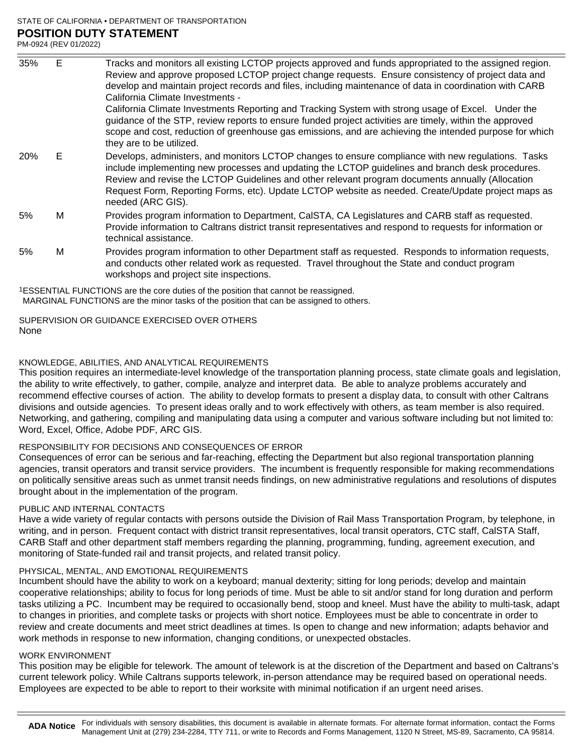| | | |
|---|---|---|
| 35% | E | Tracks and monitors all existing LCTOP projects approved and funds appropriated to the assigned region. Review and approve proposed LCTOP project change requests. Ensure consistency of project data and develop and maintain project records and files, including maintenance of data in coordination with CARB California Climate Investments - California Climate Investments Reporting and Tracking System with strong usage of Excel. Under the guidance of the STP, review reports to ensure funded project activities are timely, within the approved scope and cost, reduction of greenhouse gas emissions, and are achieving the intended purpose for which they are to be utilized. |
| 20% | E | Develops, administers, and monitors LCTOP changes to ensure compliance with new regulations. Tasks include implementing new processes and updating the LCTOP guidelines and branch desk procedures. Review and revise the LCTOP Guidelines and other relevant program documents annually (Allocation Request Form, Reporting Forms, etc). Update LCTOP website as needed. Create/Update project maps as needed (ARC GIS). |
| 5% | M | Provides program information to Department, CalSTA, CA Legislatures and CARB staff as requested. Provide information to Caltrans district transit representatives and respond to requests for information or technical assistance. |
| 5% | M | Provides program information to other Department staff as requested. Responds to information requests, and conducts other related work as requested. Travel throughout the State and conduct program workshops and project site inspections. |

[1]ESSENTIAL FUNCTIONS are the core duties of the position that cannot be reassigned.
MARGINAL FUNCTIONS are the minor tasks of the position that can be assigned to others.

SUPERVISION OR GUIDANCE EXERCISED OVER OTHERS

None

KNOWLEDGE, ABILITIES, AND ANALYTICAL REQUIREMENTS

This position requires an intermediate-level knowledge of the transportation planning process, state climate goals and legislation, the ability to write effectively, to gather, compile, analyze and interpret data. Be able to analyze problems accurately and recommend effective courses of action. The ability to develop formats to present a display data, to consult with other Caltrans divisions and outside agencies. To present ideas orally and to work effectively with others, as team member is also required. Networking, and gathering, compiling and manipulating data using a computer and various software including but not limited to: Word, Excel, Office, Adobe PDF, ARC GIS.

RESPONSIBILITY FOR DECISIONS AND CONSEQUENCES OF ERROR

Consequences of error can be serious and far-reaching, effecting the Department but also regional transportation planning agencies, transit operators and transit service providers. The incumbent is frequently responsible for making recommendations on politically sensitive areas such as unmet transit needs findings, on new administrative regulations and resolutions of disputes brought about in the implementation of the program.

PUBLIC AND INTERNAL CONTACTS

Have a wide variety of regular contacts with persons outside the Division of Rail Mass Transportation Program, by telephone, in writing, and in person. Frequent contact with district transit representatives, local transit operators, CTC staff, CalSTA Staff, CARB Staff and other department staff members regarding the planning, programming, funding, agreement execution, and monitoring of State-funded rail and transit projects, and related transit policy.

PHYSICAL, MENTAL, AND EMOTIONAL REQUIREMENTS

Incumbent should have the ability to work on a keyboard; manual dexterity; sitting for long periods; develop and maintain cooperative relationships; ability to focus for long periods of time. Must be able to sit and/or stand for long duration and perform tasks utilizing a PC. Incumbent may be required to occasionally bend, stoop and kneel. Must have the ability to multi-task, adapt to changes in priorities, and complete tasks or projects with short notice. Employees must be able to concentrate in order to review and create documents and meet strict deadlines at times. Is open to change and new information; adapts behavior and work methods in response to new information, changing conditions, or unexpected obstacles.

WORK ENVIRONMENT

This position may be eligible for telework. The amount of telework is at the discretion of the Department and based on Caltrans's current telework policy. While Caltrans supports telework, in-person attendance may be required based on operational needs. Employees are expected to be able to report to their worksite with minimal notification if an urgent need arises.

**ADA Notice** For individuals with sensory disabilities, this document is available in alternate formats. For alternate format information, contact the Forms Management Unit at (279) 234-2284, TTY 711, or write to Records and Forms Management, 1120 N Street, MS-89, Sacramento, CA 95814.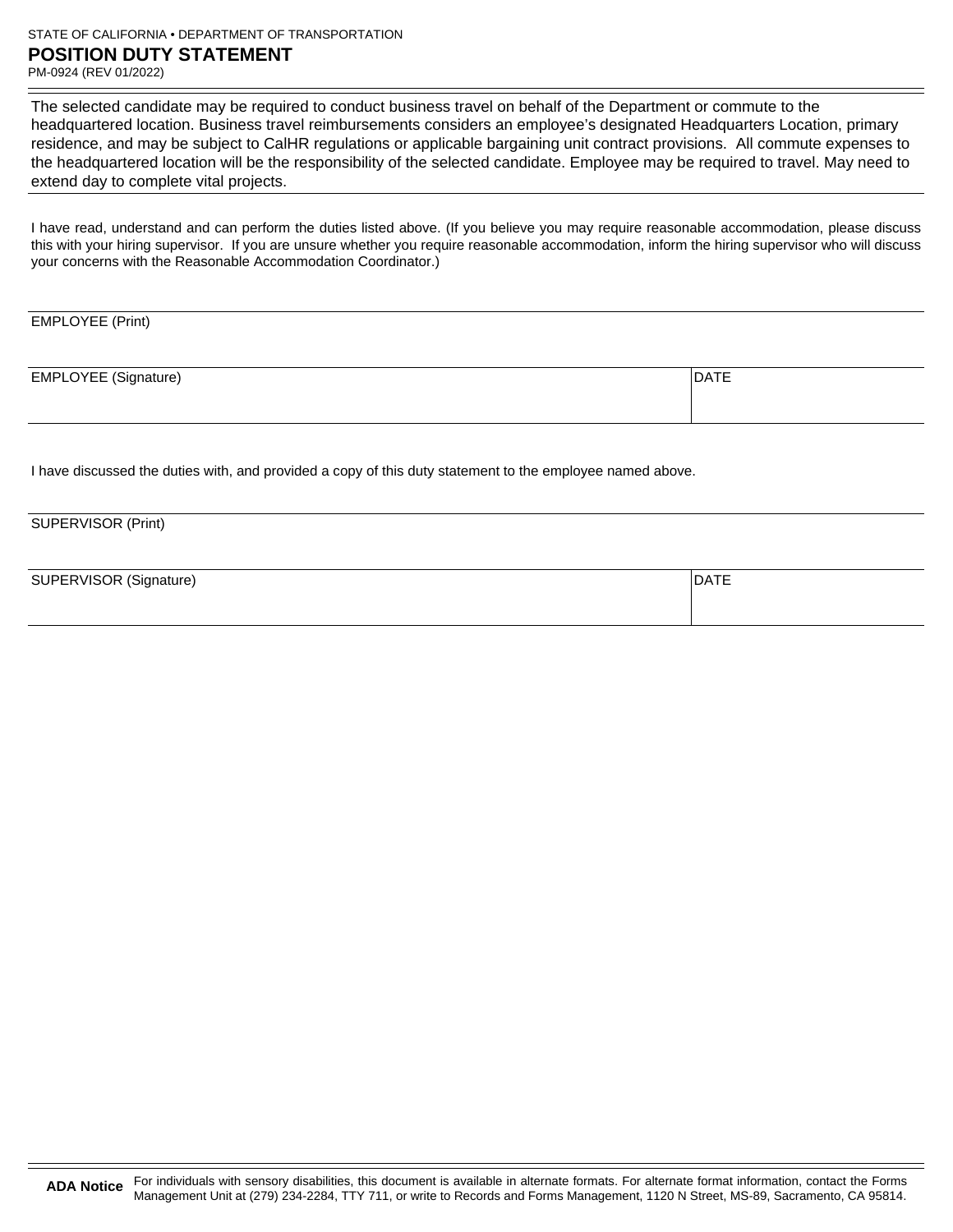STATE OF CALIFORNIA • DEPARTMENT OF TRANSPORTATION

# POSITION DUTY STATEMENT

PM-0924 (REV 01/2022)

The selected candidate may be required to conduct business travel on behalf of the Department or commute to the headquartered location. Business travel reimbursements considers an employee's designated Headquarters Location, primary residence, and may be subject to CalHR regulations or applicable bargaining unit contract provisions. All commute expenses to the headquartered location will be the responsibility of the selected candidate. Employee may be required to travel. May need to extend day to complete vital projects.

I have read, understand and can perform the duties listed above. (If you believe you may require reasonable accommodation, please discuss this with your hiring supervisor. If you are unsure whether you require reasonable accommodation, inform the hiring supervisor who will discuss your concerns with the Reasonable Accommodation Coordinator.)

| | |
|---|---|
| EMPLOYEE (Print) | |
| EMPLOYEE (Signature) | DATE |

I have discussed the duties with, and provided a copy of this duty statement to the employee named above.

| | |
|---|---|
| SUPERVISOR (Print) | |
| SUPERVISOR (Signature) | DATE |

**ADA Notice** For individuals with sensory disabilities, this document is available in alternate formats. For alternate format information, contact the Forms Management Unit at (279) 234-2284, TTY 711, or write to Records and Forms Management, 1120 N Street, MS-89, Sacramento, CA 95814.